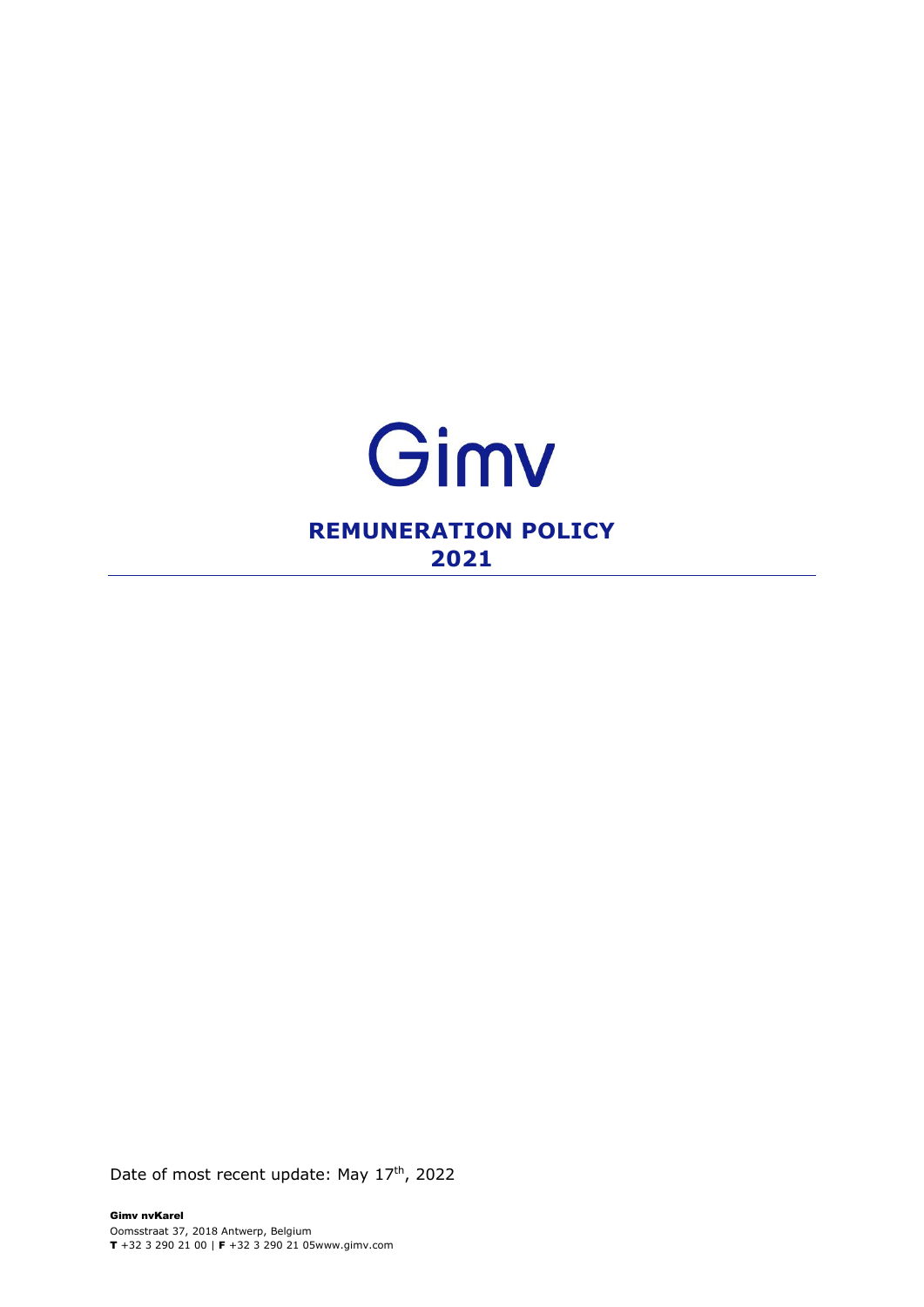Gimv

# REMUNERATION POLICY 2021

Date of most recent update: May 17th, 2022

**Gimv nv**Karel Oomsstraat 37, 2018 Antwerp, Belgium
**T** +32 3 290 21 00 | **F** +32 3 290 21 05www.gimv.com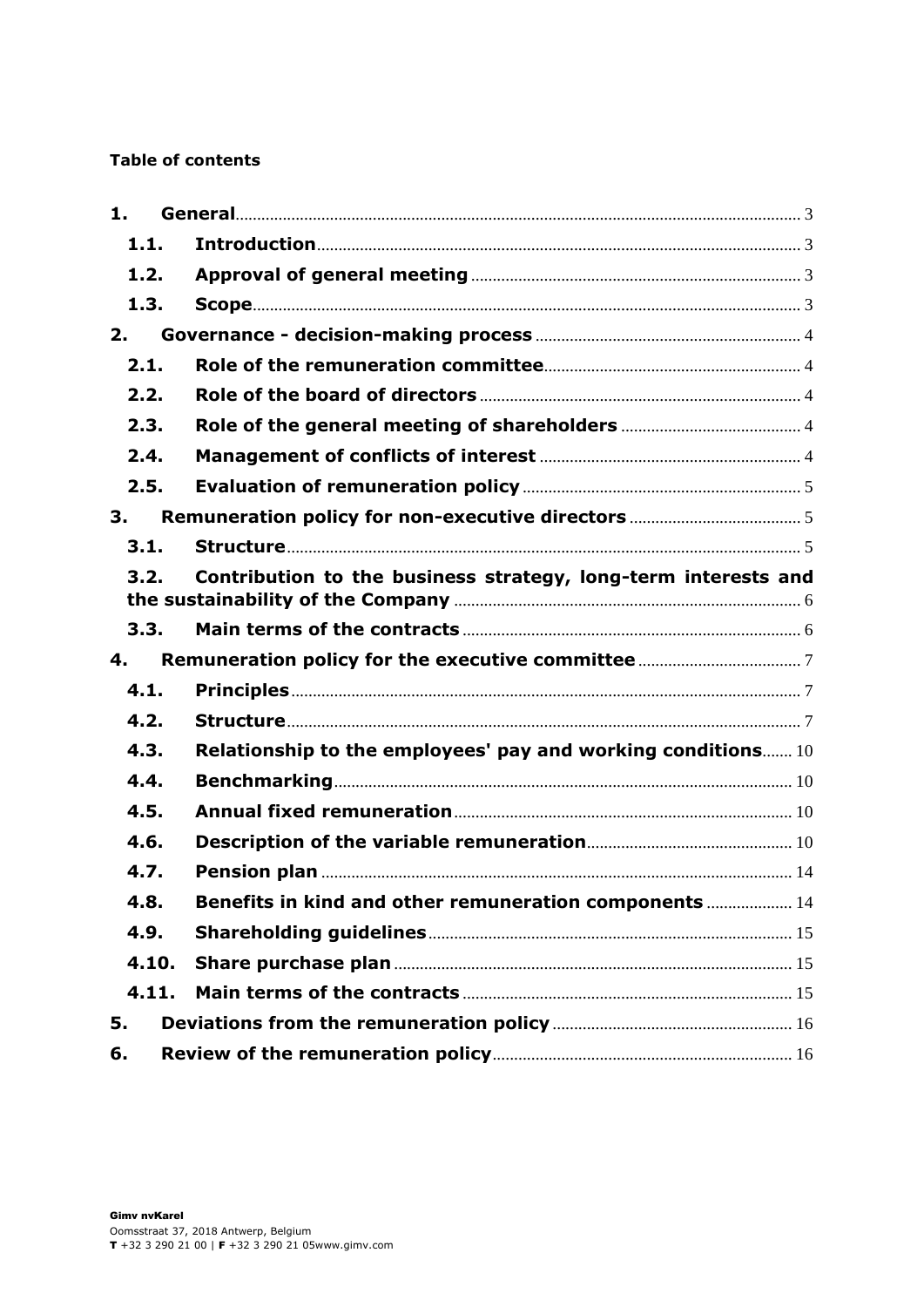**Table of contents**

| | | |
|---|---|---|
| **1.** | **General** | 3 |
| **1.1.** | **Introduction** | 3 |
| **1.2.** | **Approval of general meeting** | 3 |
| **1.3.** | **Scope** | 3 |
| **2.** | **Governance - decision-making process** | 4 |
| **2.1.** | **Role of the remuneration committee** | 4 |
| **2.2.** | **Role of the board of directors** | 4 |
| **2.3.** | **Role of the general meeting of shareholders** | 4 |
| **2.4.** | **Management of conflicts of interest** | 4 |
| **2.5.** | **Evaluation of remuneration policy** | 5 |
| **3.** | **Remuneration policy for non-executive directors** | 5 |
| **3.1.** | **Structure** | 5 |
| **3.2.** | **Contribution to the business strategy, long-term interests and the sustainability of the Company** | 6 |
| **3.3.** | **Main terms of the contracts** | 6 |
| **4.** | **Remuneration policy for the executive committee** | 7 |
| **4.1.** | **Principles** | 7 |
| **4.2.** | **Structure** | 7 |
| **4.3.** | **Relationship to the employees' pay and working conditions** | 10 |
| **4.4.** | **Benchmarking** | 10 |
| **4.5.** | **Annual fixed remuneration** | 10 |
| **4.6.** | **Description of the variable remuneration** | 10 |
| **4.7.** | **Pension plan** | 14 |
| **4.8.** | **Benefits in kind and other remuneration components** | 14 |
| **4.9.** | **Shareholding guidelines** | 15 |
| **4.10.** | **Share purchase plan** | 15 |
| **4.11.** | **Main terms of the contracts** | 15 |
| **5.** | **Deviations from the remuneration policy** | 16 |
| **6.** | **Review of the remuneration policy** | 16 |

**Gimv nvKarel**
Oomsstraat 37, 2018 Antwerp, Belgium
**T** +32 3 290 21 00 | **F** +32 3 290 21 05www.gimv.com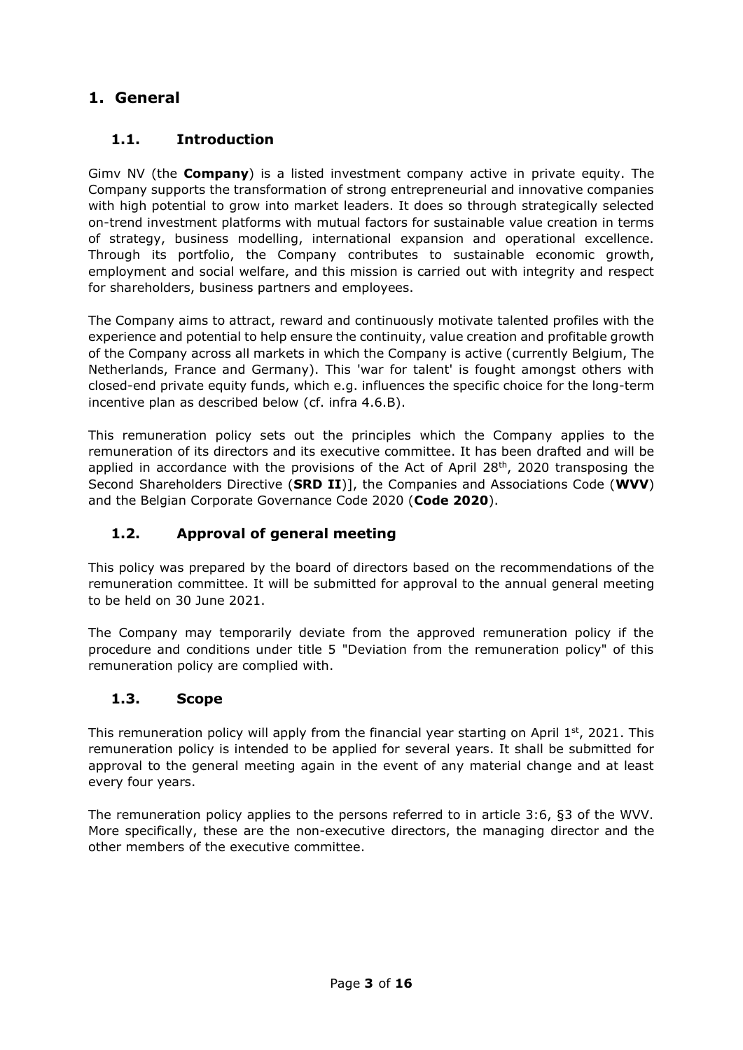# 1. General

## 1.1. Introduction

Gimv NV (the **Company**) is a listed investment company active in private equity. The Company supports the transformation of strong entrepreneurial and innovative companies with high potential to grow into market leaders. It does so through strategically selected on-trend investment platforms with mutual factors for sustainable value creation in terms of strategy, business modelling, international expansion and operational excellence. Through its portfolio, the Company contributes to sustainable economic growth, employment and social welfare, and this mission is carried out with integrity and respect for shareholders, business partners and employees.

The Company aims to attract, reward and continuously motivate talented profiles with the experience and potential to help ensure the continuity, value creation and profitable growth of the Company across all markets in which the Company is active (currently Belgium, The Netherlands, France and Germany). This 'war for talent' is fought amongst others with closed-end private equity funds, which e.g. influences the specific choice for the long-term incentive plan as described below (cf. infra 4.6.B).

This remuneration policy sets out the principles which the Company applies to the remuneration of its directors and its executive committee. It has been drafted and will be applied in accordance with the provisions of the Act of April 28th, 2020 transposing the Second Shareholders Directive (**SRD II**)], the Companies and Associations Code (**WVV**) and the Belgian Corporate Governance Code 2020 (**Code 2020**).

## 1.2. Approval of general meeting

This policy was prepared by the board of directors based on the recommendations of the remuneration committee. It will be submitted for approval to the annual general meeting to be held on 30 June 2021.

The Company may temporarily deviate from the approved remuneration policy if the procedure and conditions under title 5 "Deviation from the remuneration policy" of this remuneration policy are complied with.

## 1.3. Scope

This remuneration policy will apply from the financial year starting on April 1st, 2021. This remuneration policy is intended to be applied for several years. It shall be submitted for approval to the general meeting again in the event of any material change and at least every four years.

The remuneration policy applies to the persons referred to in article 3:6, §3 of the WVV. More specifically, these are the non-executive directors, the managing director and the other members of the executive committee.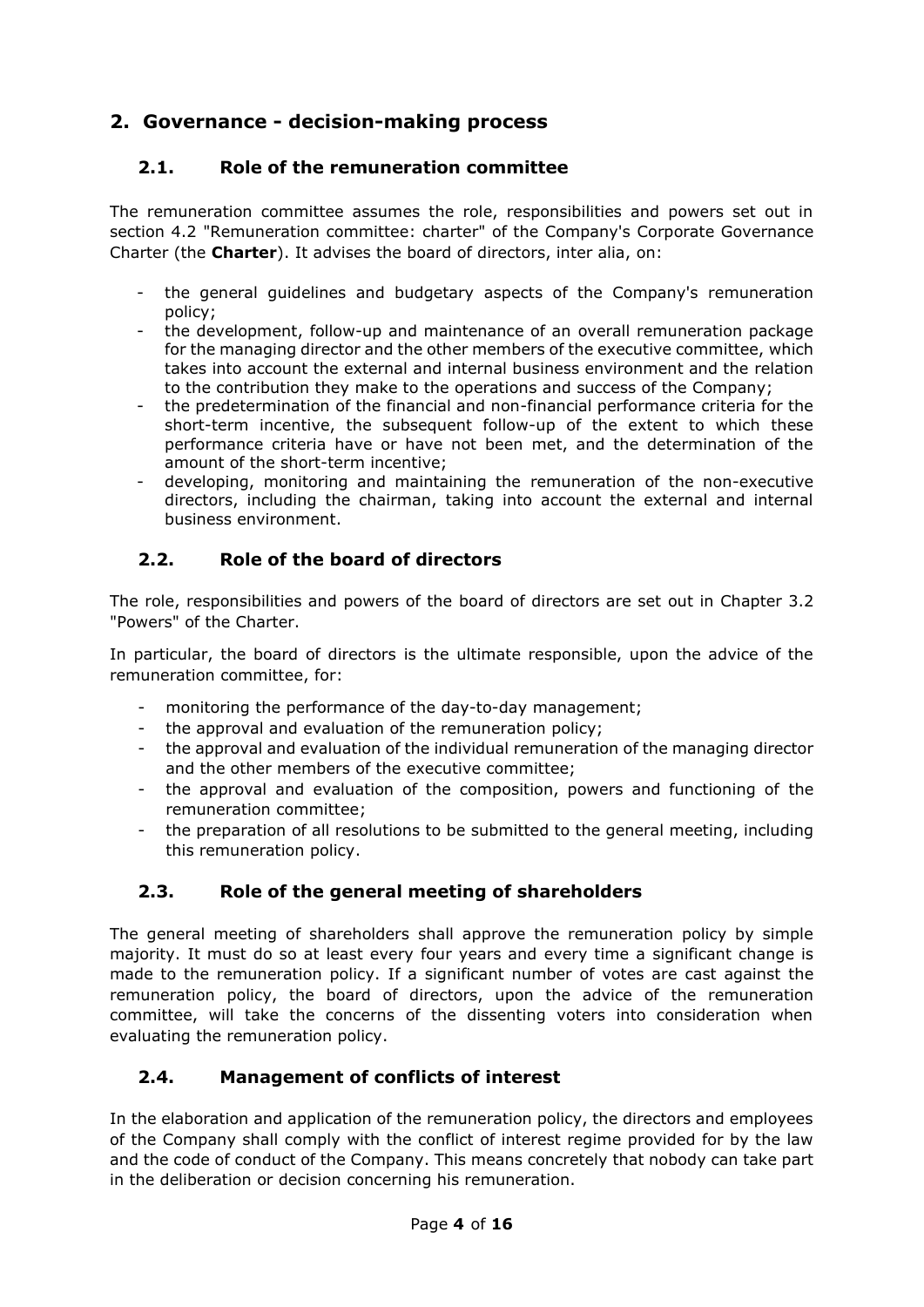## 2. Governance - decision-making process

### 2.1. Role of the remuneration committee

The remuneration committee assumes the role, responsibilities and powers set out in section 4.2 "Remuneration committee: charter" of the Company's Corporate Governance Charter (the **Charter**). It advises the board of directors, inter alia, on:

- the general guidelines and budgetary aspects of the Company's remuneration policy;
- the development, follow-up and maintenance of an overall remuneration package for the managing director and the other members of the executive committee, which takes into account the external and internal business environment and the relation to the contribution they make to the operations and success of the Company;
- the predetermination of the financial and non-financial performance criteria for the short-term incentive, the subsequent follow-up of the extent to which these performance criteria have or have not been met, and the determination of the amount of the short-term incentive;
- developing, monitoring and maintaining the remuneration of the non-executive directors, including the chairman, taking into account the external and internal business environment.

### 2.2. Role of the board of directors

The role, responsibilities and powers of the board of directors are set out in Chapter 3.2 "Powers" of the Charter.

In particular, the board of directors is the ultimate responsible, upon the advice of the remuneration committee, for:

- monitoring the performance of the day-to-day management;
- the approval and evaluation of the remuneration policy;
- the approval and evaluation of the individual remuneration of the managing director and the other members of the executive committee;
- the approval and evaluation of the composition, powers and functioning of the remuneration committee;
- the preparation of all resolutions to be submitted to the general meeting, including this remuneration policy.

### 2.3. Role of the general meeting of shareholders

The general meeting of shareholders shall approve the remuneration policy by simple majority. It must do so at least every four years and every time a significant change is made to the remuneration policy. If a significant number of votes are cast against the remuneration policy, the board of directors, upon the advice of the remuneration committee, will take the concerns of the dissenting voters into consideration when evaluating the remuneration policy.

### 2.4. Management of conflicts of interest

In the elaboration and application of the remuneration policy, the directors and employees of the Company shall comply with the conflict of interest regime provided for by the law and the code of conduct of the Company. This means concretely that nobody can take part in the deliberation or decision concerning his remuneration.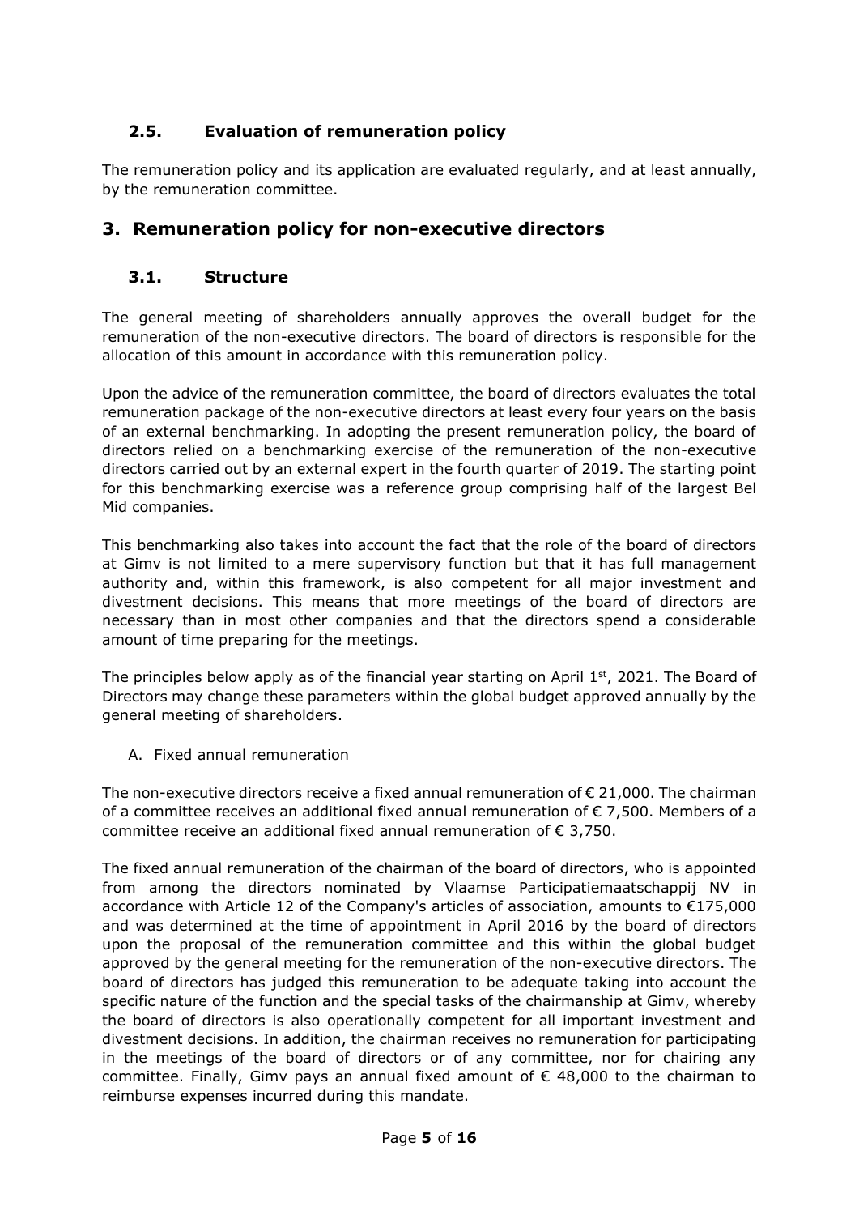### 2.5. Evaluation of remuneration policy

The remuneration policy and its application are evaluated regularly, and at least annually, by the remuneration committee.

## 3. Remuneration policy for non-executive directors

### 3.1. Structure

The general meeting of shareholders annually approves the overall budget for the remuneration of the non-executive directors. The board of directors is responsible for the allocation of this amount in accordance with this remuneration policy.

Upon the advice of the remuneration committee, the board of directors evaluates the total remuneration package of the non-executive directors at least every four years on the basis of an external benchmarking. In adopting the present remuneration policy, the board of directors relied on a benchmarking exercise of the remuneration of the non-executive directors carried out by an external expert in the fourth quarter of 2019. The starting point for this benchmarking exercise was a reference group comprising half of the largest Bel Mid companies.

This benchmarking also takes into account the fact that the role of the board of directors at Gimv is not limited to a mere supervisory function but that it has full management authority and, within this framework, is also competent for all major investment and divestment decisions. This means that more meetings of the board of directors are necessary than in most other companies and that the directors spend a considerable amount of time preparing for the meetings.

The principles below apply as of the financial year starting on April 1st, 2021. The Board of Directors may change these parameters within the global budget approved annually by the general meeting of shareholders.

A. Fixed annual remuneration

The non-executive directors receive a fixed annual remuneration of € 21,000. The chairman of a committee receives an additional fixed annual remuneration of € 7,500. Members of a committee receive an additional fixed annual remuneration of € 3,750.

The fixed annual remuneration of the chairman of the board of directors, who is appointed from among the directors nominated by Vlaamse Participatiemaatschappij NV in accordance with Article 12 of the Company's articles of association, amounts to €175,000 and was determined at the time of appointment in April 2016 by the board of directors upon the proposal of the remuneration committee and this within the global budget approved by the general meeting for the remuneration of the non-executive directors. The board of directors has judged this remuneration to be adequate taking into account the specific nature of the function and the special tasks of the chairmanship at Gimv, whereby the board of directors is also operationally competent for all important investment and divestment decisions. In addition, the chairman receives no remuneration for participating in the meetings of the board of directors or of any committee, nor for chairing any committee. Finally, Gimv pays an annual fixed amount of € 48,000 to the chairman to reimburse expenses incurred during this mandate.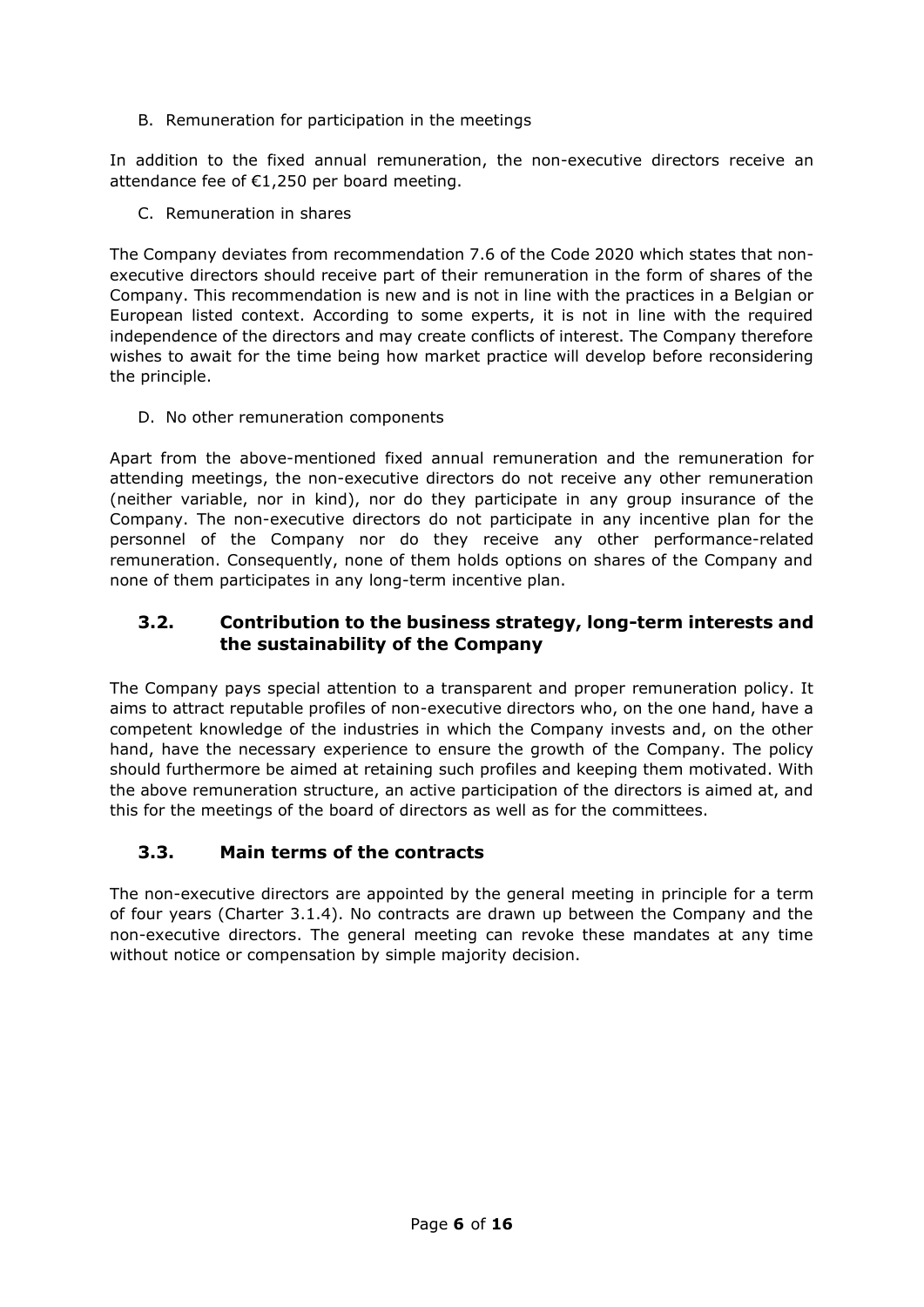B. Remuneration for participation in the meetings

In addition to the fixed annual remuneration, the non-executive directors receive an attendance fee of €1,250 per board meeting.

C. Remuneration in shares

The Company deviates from recommendation 7.6 of the Code 2020 which states that non-executive directors should receive part of their remuneration in the form of shares of the Company. This recommendation is new and is not in line with the practices in a Belgian or European listed context. According to some experts, it is not in line with the required independence of the directors and may create conflicts of interest. The Company therefore wishes to await for the time being how market practice will develop before reconsidering the principle.

D. No other remuneration components

Apart from the above-mentioned fixed annual remuneration and the remuneration for attending meetings, the non-executive directors do not receive any other remuneration (neither variable, nor in kind), nor do they participate in any group insurance of the Company. The non-executive directors do not participate in any incentive plan for the personnel of the Company nor do they receive any other performance-related remuneration. Consequently, none of them holds options on shares of the Company and none of them participates in any long-term incentive plan.

### 3.2. Contribution to the business strategy, long-term interests and the sustainability of the Company

The Company pays special attention to a transparent and proper remuneration policy. It aims to attract reputable profiles of non-executive directors who, on the one hand, have a competent knowledge of the industries in which the Company invests and, on the other hand, have the necessary experience to ensure the growth of the Company. The policy should furthermore be aimed at retaining such profiles and keeping them motivated. With the above remuneration structure, an active participation of the directors is aimed at, and this for the meetings of the board of directors as well as for the committees.

### 3.3. Main terms of the contracts

The non-executive directors are appointed by the general meeting in principle for a term of four years (Charter 3.1.4). No contracts are drawn up between the Company and the non-executive directors. The general meeting can revoke these mandates at any time without notice or compensation by simple majority decision.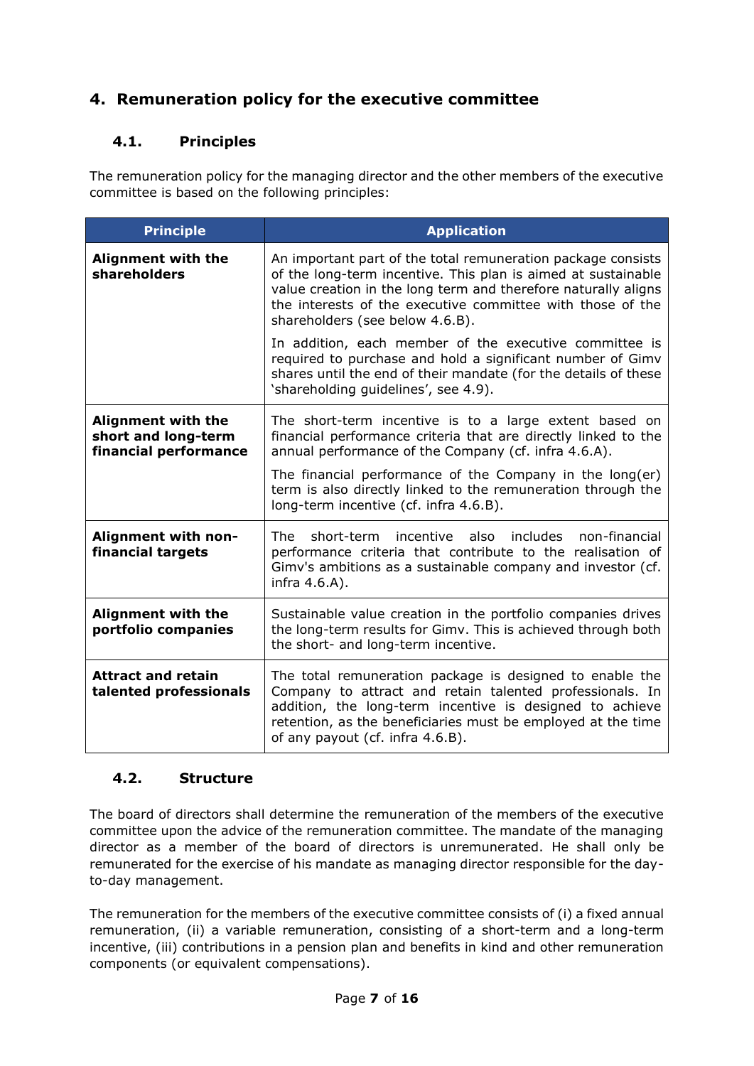## 4. Remuneration policy for the executive committee

### 4.1. Principles

The remuneration policy for the managing director and the other members of the executive committee is based on the following principles:

| Principle | Application |
|---|---|
| **Alignment with the shareholders** | An important part of the total remuneration package consists of the long-term incentive. This plan is aimed at sustainable value creation in the long term and therefore naturally aligns the interests of the executive committee with those of the shareholders (see below 4.6.B).<br><br>In addition, each member of the executive committee is required to purchase and hold a significant number of Gimv shares until the end of their mandate (for the details of these 'shareholding guidelines', see 4.9). |
| **Alignment with the short and long-term financial performance** | The short-term incentive is to a large extent based on financial performance criteria that are directly linked to the annual performance of the Company (cf. infra 4.6.A).<br><br>The financial performance of the Company in the long(er) term is also directly linked to the remuneration through the long-term incentive (cf. infra 4.6.B). |
| **Alignment with non-financial targets** | The short-term incentive also includes non-financial performance criteria that contribute to the realisation of Gimv's ambitions as a sustainable company and investor (cf. infra 4.6.A). |
| **Alignment with the portfolio companies** | Sustainable value creation in the portfolio companies drives the long-term results for Gimv. This is achieved through both the short- and long-term incentive. |
| **Attract and retain talented professionals** | The total remuneration package is designed to enable the Company to attract and retain talented professionals. In addition, the long-term incentive is designed to achieve retention, as the beneficiaries must be employed at the time of any payout (cf. infra 4.6.B). |

### 4.2. Structure

The board of directors shall determine the remuneration of the members of the executive committee upon the advice of the remuneration committee. The mandate of the managing director as a member of the board of directors is unremunerated. He shall only be remunerated for the exercise of his mandate as managing director responsible for the day-to-day management.

The remuneration for the members of the executive committee consists of (i) a fixed annual remuneration, (ii) a variable remuneration, consisting of a short-term and a long-term incentive, (iii) contributions in a pension plan and benefits in kind and other remuneration components (or equivalent compensations).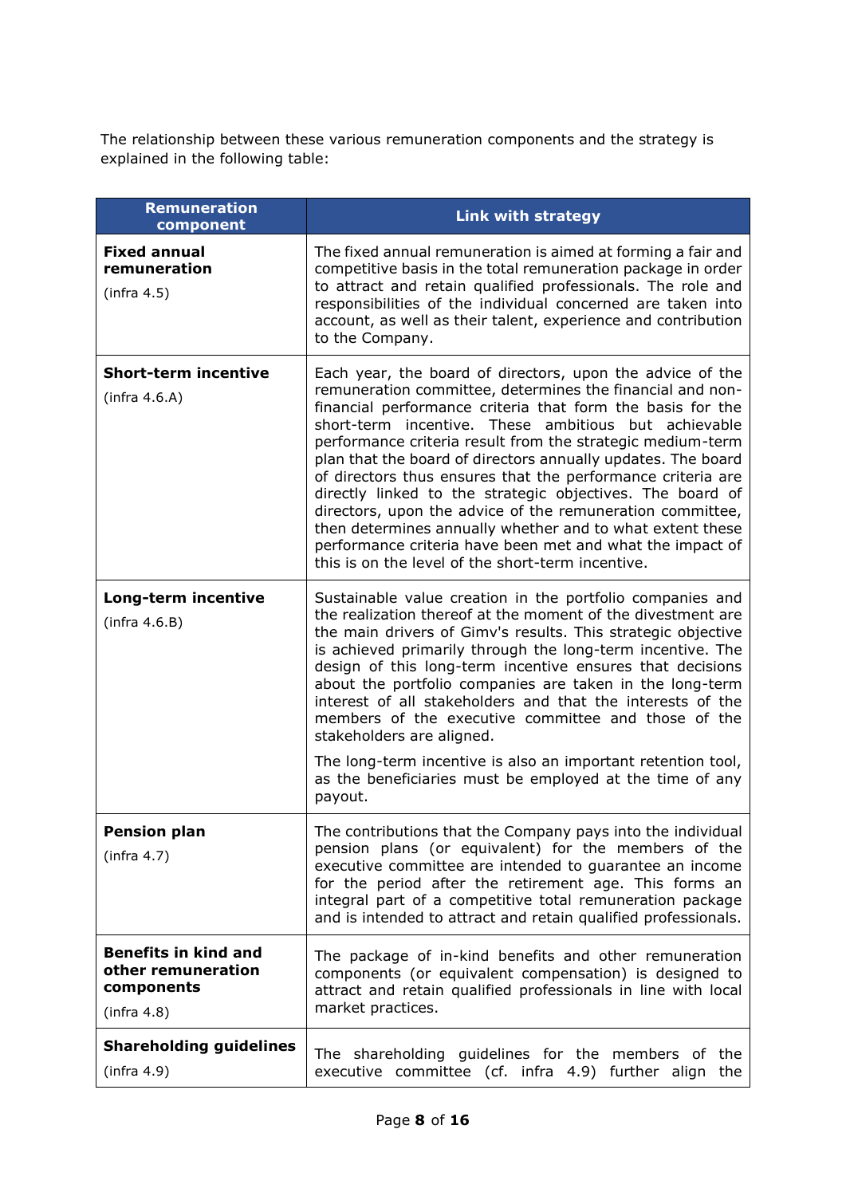The relationship between these various remuneration components and the strategy is explained in the following table:

| Remuneration component | Link with strategy |
| --- | --- |
| **Fixed annual remuneration** (infra 4.5) | The fixed annual remuneration is aimed at forming a fair and competitive basis in the total remuneration package in order to attract and retain qualified professionals. The role and responsibilities of the individual concerned are taken into account, as well as their talent, experience and contribution to the Company. |
| **Short-term incentive** (infra 4.6.A) | Each year, the board of directors, upon the advice of the remuneration committee, determines the financial and non-financial performance criteria that form the basis for the short-term incentive. These ambitious but achievable performance criteria result from the strategic medium-term plan that the board of directors annually updates. The board of directors thus ensures that the performance criteria are directly linked to the strategic objectives. The board of directors, upon the advice of the remuneration committee, then determines annually whether and to what extent these performance criteria have been met and what the impact of this is on the level of the short-term incentive. |
| **Long-term incentive** (infra 4.6.B) | Sustainable value creation in the portfolio companies and the realization thereof at the moment of the divestment are the main drivers of Gimv's results. This strategic objective is achieved primarily through the long-term incentive. The design of this long-term incentive ensures that decisions about the portfolio companies are taken in the long-term interest of all stakeholders and that the interests of the members of the executive committee and those of the stakeholders are aligned. <br><br> The long-term incentive is also an important retention tool, as the beneficiaries must be employed at the time of any payout. |
| **Pension plan** (infra 4.7) | The contributions that the Company pays into the individual pension plans (or equivalent) for the members of the executive committee are intended to guarantee an income for the period after the retirement age. This forms an integral part of a competitive total remuneration package and is intended to attract and retain qualified professionals. |
| **Benefits in kind and other remuneration components** (infra 4.8) | The package of in-kind benefits and other remuneration components (or equivalent compensation) is designed to attract and retain qualified professionals in line with local market practices. |
| **Shareholding guidelines** (infra 4.9) | The shareholding guidelines for the members of the executive committee (cf. infra 4.9) further align the |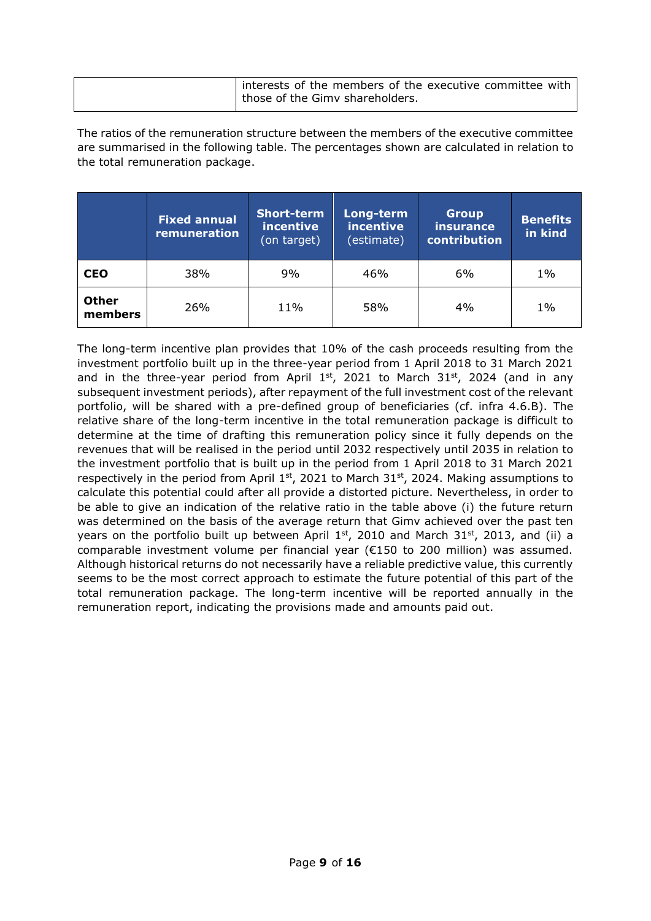| | interests of the members of the executive committee with those of the Gimv shareholders. |
|---|---|

The ratios of the remuneration structure between the members of the executive committee are summarised in the following table. The percentages shown are calculated in relation to the total remuneration package.

| | Fixed annual remuneration | Short-term incentive (on target) | Long-term incentive (estimate) | Group insurance contribution | Benefits in kind |
|---|---|---|---|---|---|
| **CEO** | 38% | 9% | 46% | 6% | 1% |
| **Other members** | 26% | 11% | 58% | 4% | 1% |

The long-term incentive plan provides that 10% of the cash proceeds resulting from the investment portfolio built up in the three-year period from 1 April 2018 to 31 March 2021 and in the three-year period from April 1st, 2021 to March 31st, 2024 (and in any subsequent investment periods), after repayment of the full investment cost of the relevant portfolio, will be shared with a pre-defined group of beneficiaries (cf. infra 4.6.B). The relative share of the long-term incentive in the total remuneration package is difficult to determine at the time of drafting this remuneration policy since it fully depends on the revenues that will be realised in the period until 2032 respectively until 2035 in relation to the investment portfolio that is built up in the period from 1 April 2018 to 31 March 2021 respectively in the period from April 1st, 2021 to March 31st, 2024. Making assumptions to calculate this potential could after all provide a distorted picture. Nevertheless, in order to be able to give an indication of the relative ratio in the table above (i) the future return was determined on the basis of the average return that Gimv achieved over the past ten years on the portfolio built up between April 1st, 2010 and March 31st, 2013, and (ii) a comparable investment volume per financial year (€150 to 200 million) was assumed. Although historical returns do not necessarily have a reliable predictive value, this currently seems to be the most correct approach to estimate the future potential of this part of the total remuneration package. The long-term incentive will be reported annually in the remuneration report, indicating the provisions made and amounts paid out.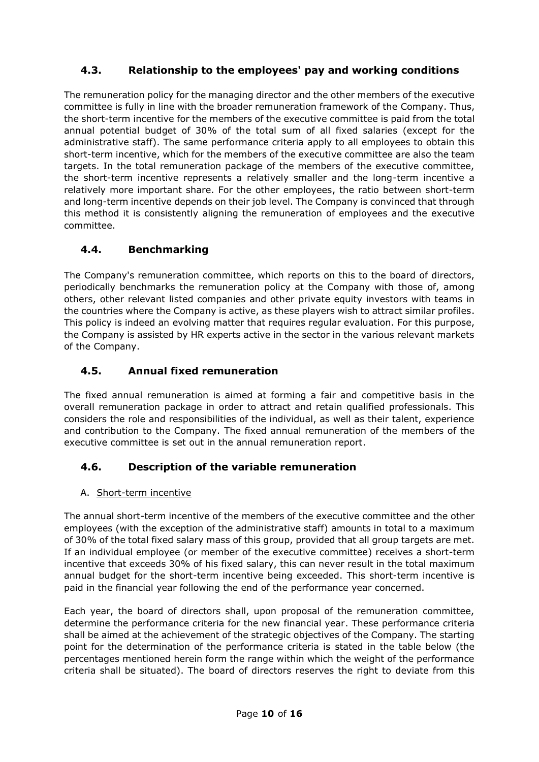## 4.3. Relationship to the employees' pay and working conditions

The remuneration policy for the managing director and the other members of the executive committee is fully in line with the broader remuneration framework of the Company. Thus, the short-term incentive for the members of the executive committee is paid from the total annual potential budget of 30% of the total sum of all fixed salaries (except for the administrative staff). The same performance criteria apply to all employees to obtain this short-term incentive, which for the members of the executive committee are also the team targets. In the total remuneration package of the members of the executive committee, the short-term incentive represents a relatively smaller and the long-term incentive a relatively more important share. For the other employees, the ratio between short-term and long-term incentive depends on their job level. The Company is convinced that through this method it is consistently aligning the remuneration of employees and the executive committee.

## 4.4. Benchmarking

The Company's remuneration committee, which reports on this to the board of directors, periodically benchmarks the remuneration policy at the Company with those of, among others, other relevant listed companies and other private equity investors with teams in the countries where the Company is active, as these players wish to attract similar profiles. This policy is indeed an evolving matter that requires regular evaluation. For this purpose, the Company is assisted by HR experts active in the sector in the various relevant markets of the Company.

## 4.5. Annual fixed remuneration

The fixed annual remuneration is aimed at forming a fair and competitive basis in the overall remuneration package in order to attract and retain qualified professionals. This considers the role and responsibilities of the individual, as well as their talent, experience and contribution to the Company. The fixed annual remuneration of the members of the executive committee is set out in the annual remuneration report.

## 4.6. Description of the variable remuneration

A. Short-term incentive

The annual short-term incentive of the members of the executive committee and the other employees (with the exception of the administrative staff) amounts in total to a maximum of 30% of the total fixed salary mass of this group, provided that all group targets are met. If an individual employee (or member of the executive committee) receives a short-term incentive that exceeds 30% of his fixed salary, this can never result in the total maximum annual budget for the short-term incentive being exceeded. This short-term incentive is paid in the financial year following the end of the performance year concerned.

Each year, the board of directors shall, upon proposal of the remuneration committee, determine the performance criteria for the new financial year. These performance criteria shall be aimed at the achievement of the strategic objectives of the Company. The starting point for the determination of the performance criteria is stated in the table below (the percentages mentioned herein form the range within which the weight of the performance criteria shall be situated). The board of directors reserves the right to deviate from this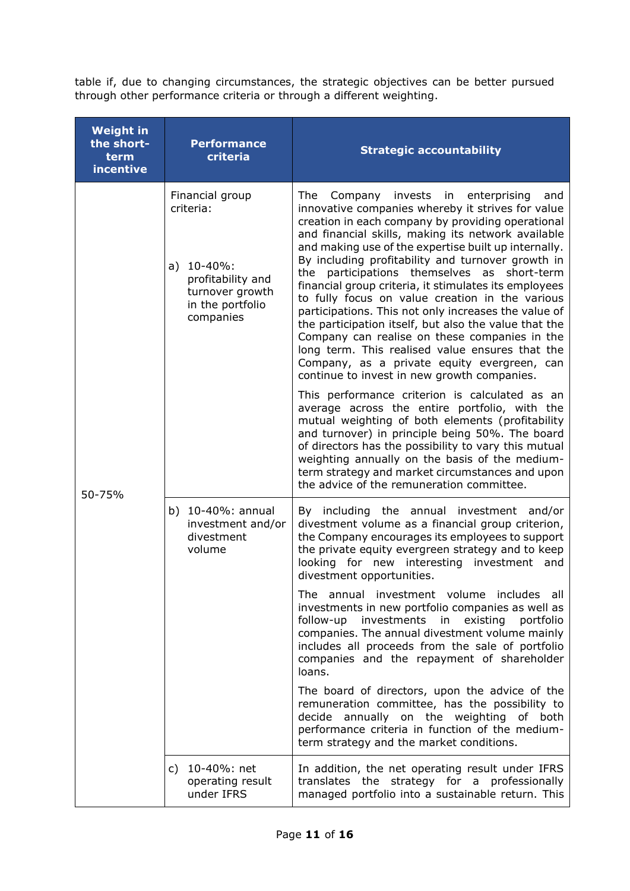table if, due to changing circumstances, the strategic objectives can be better pursued through other performance criteria or through a different weighting.

| Weight in the short-term incentive | Performance criteria | Strategic accountability |
|---|---|---|
| 50-75% | Financial group criteria:<br><br>a) 10-40%: profitability and turnover growth in the portfolio companies | The Company invests in enterprising and innovative companies whereby it strives for value creation in each company by providing operational and financial skills, making its network available and making use of the expertise built up internally. By including profitability and turnover growth in the participations themselves as short-term financial group criteria, it stimulates its employees to fully focus on value creation in the various participations. This not only increases the value of the participation itself, but also the value that the Company can realise on these companies in the long term. This realised value ensures that the Company, as a private equity evergreen, can continue to invest in new growth companies.<br><br>This performance criterion is calculated as an average across the entire portfolio, with the mutual weighting of both elements (profitability and turnover) in principle being 50%. The board of directors has the possibility to vary this mutual weighting annually on the basis of the medium-term strategy and market circumstances and upon the advice of the remuneration committee. |
| | b) 10-40%: annual investment and/or divestment volume | By including the annual investment and/or divestment volume as a financial group criterion, the Company encourages its employees to support the private equity evergreen strategy and to keep looking for new interesting investment and divestment opportunities.<br><br>The annual investment volume includes all investments in new portfolio companies as well as follow-up investments in existing portfolio companies. The annual divestment volume mainly includes all proceeds from the sale of portfolio companies and the repayment of shareholder loans.<br><br>The board of directors, upon the advice of the remuneration committee, has the possibility to decide annually on the weighting of both performance criteria in function of the medium-term strategy and the market conditions. |
| | c) 10-40%: net operating result under IFRS | In addition, the net operating result under IFRS translates the strategy for a professionally managed portfolio into a sustainable return. This |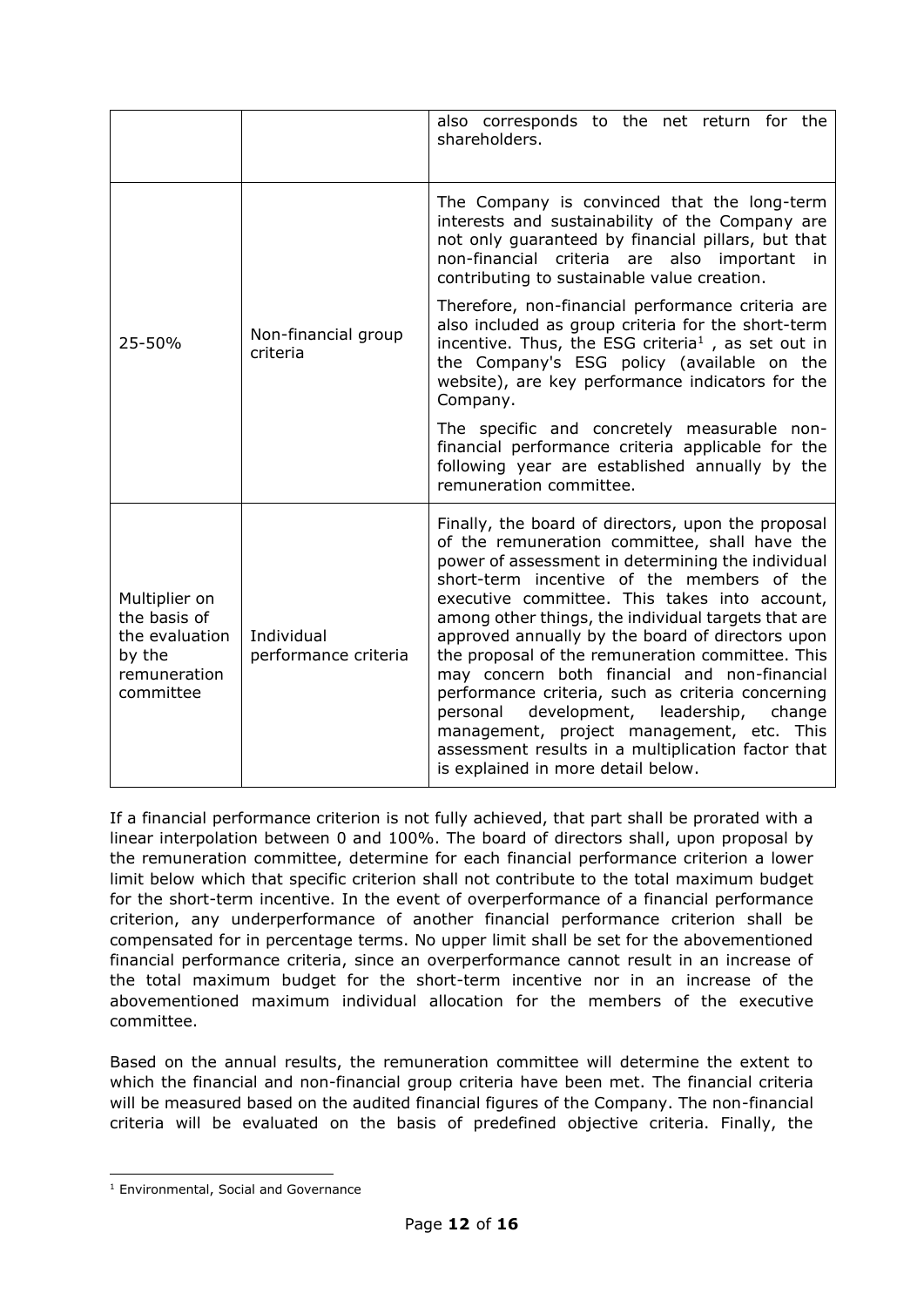| | | |
|---|---|---|
| | | also corresponds to the net return for the shareholders. |
| 25-50% | Non-financial group criteria | The Company is convinced that the long-term interests and sustainability of the Company are not only guaranteed by financial pillars, but that non-financial criteria are also important in contributing to sustainable value creation.<br><br>Therefore, non-financial performance criteria are also included as group criteria for the short-term incentive. Thus, the ESG criteria[1] , as set out in the Company's ESG policy (available on the website), are key performance indicators for the Company.<br><br>The specific and concretely measurable non-financial performance criteria applicable for the following year are established annually by the remuneration committee. |
| Multiplier on the basis of the evaluation by the remuneration committee | Individual performance criteria | Finally, the board of directors, upon the proposal of the remuneration committee, shall have the power of assessment in determining the individual short-term incentive of the members of the executive committee. This takes into account, among other things, the individual targets that are approved annually by the board of directors upon the proposal of the remuneration committee. This may concern both financial and non-financial performance criteria, such as criteria concerning personal development, leadership, change management, project management, etc. This assessment results in a multiplication factor that is explained in more detail below. |

If a financial performance criterion is not fully achieved, that part shall be prorated with a linear interpolation between 0 and 100%. The board of directors shall, upon proposal by the remuneration committee, determine for each financial performance criterion a lower limit below which that specific criterion shall not contribute to the total maximum budget for the short-term incentive. In the event of overperformance of a financial performance criterion, any underperformance of another financial performance criterion shall be compensated for in percentage terms. No upper limit shall be set for the abovementioned financial performance criteria, since an overperformance cannot result in an increase of the total maximum budget for the short-term incentive nor in an increase of the abovementioned maximum individual allocation for the members of the executive committee.

Based on the annual results, the remuneration committee will determine the extent to which the financial and non-financial group criteria have been met. The financial criteria will be measured based on the audited financial figures of the Company. The non-financial criteria will be evaluated on the basis of predefined objective criteria. Finally, the

[1] Environmental, Social and Governance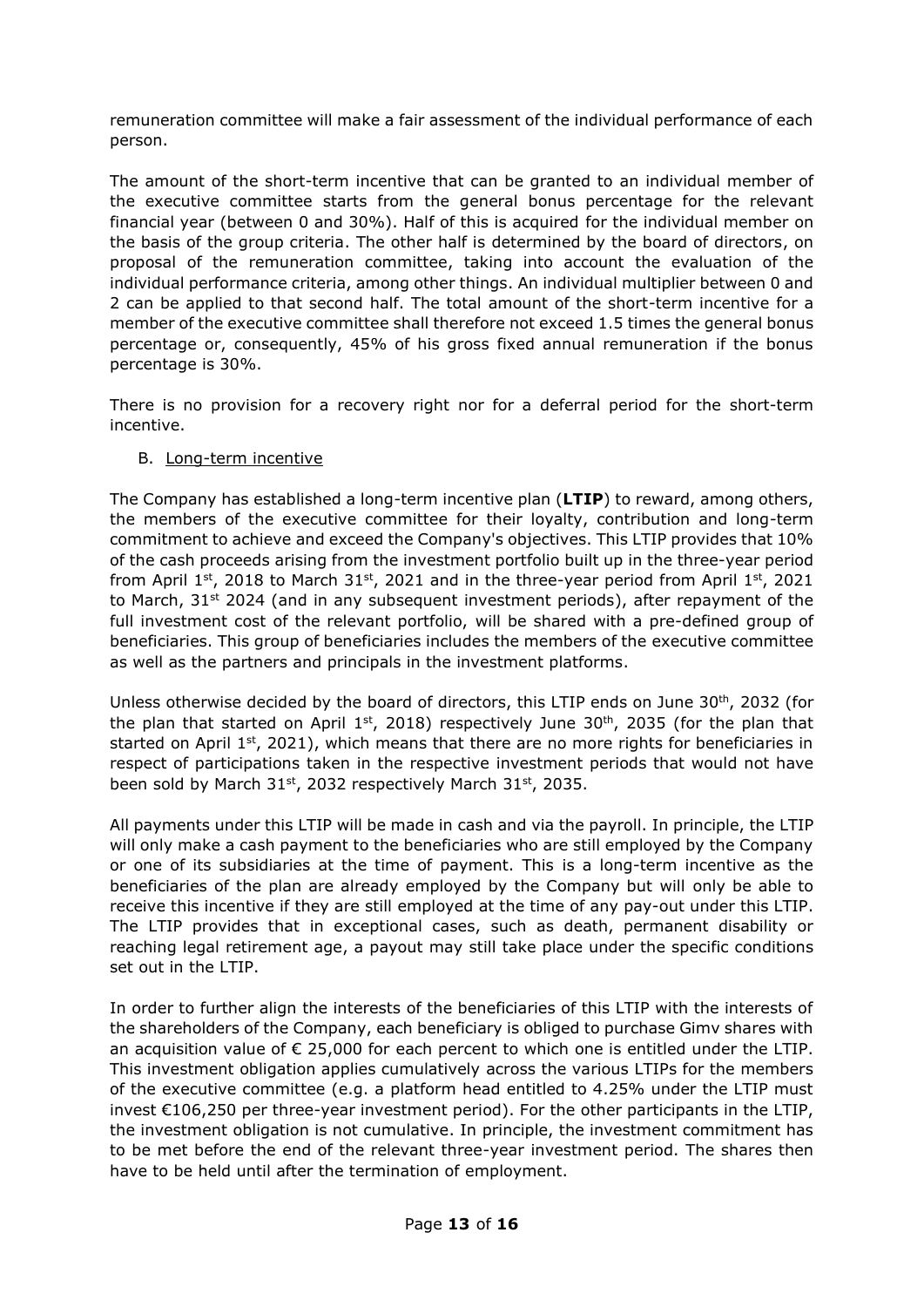remuneration committee will make a fair assessment of the individual performance of each person.

The amount of the short-term incentive that can be granted to an individual member of the executive committee starts from the general bonus percentage for the relevant financial year (between 0 and 30%). Half of this is acquired for the individual member on the basis of the group criteria. The other half is determined by the board of directors, on proposal of the remuneration committee, taking into account the evaluation of the individual performance criteria, among other things. An individual multiplier between 0 and 2 can be applied to that second half. The total amount of the short-term incentive for a member of the executive committee shall therefore not exceed 1.5 times the general bonus percentage or, consequently, 45% of his gross fixed annual remuneration if the bonus percentage is 30%.

There is no provision for a recovery right nor for a deferral period for the short-term incentive.

B. Long-term incentive

The Company has established a long-term incentive plan (**LTIP**) to reward, among others, the members of the executive committee for their loyalty, contribution and long-term commitment to achieve and exceed the Company's objectives. This LTIP provides that 10% of the cash proceeds arising from the investment portfolio built up in the three-year period from April 1st, 2018 to March 31st, 2021 and in the three-year period from April 1st, 2021 to March, 31st 2024 (and in any subsequent investment periods), after repayment of the full investment cost of the relevant portfolio, will be shared with a pre-defined group of beneficiaries. This group of beneficiaries includes the members of the executive committee as well as the partners and principals in the investment platforms.

Unless otherwise decided by the board of directors, this LTIP ends on June 30th, 2032 (for the plan that started on April 1st, 2018) respectively June 30th, 2035 (for the plan that started on April 1st, 2021), which means that there are no more rights for beneficiaries in respect of participations taken in the respective investment periods that would not have been sold by March 31st, 2032 respectively March 31st, 2035.

All payments under this LTIP will be made in cash and via the payroll. In principle, the LTIP will only make a cash payment to the beneficiaries who are still employed by the Company or one of its subsidiaries at the time of payment. This is a long-term incentive as the beneficiaries of the plan are already employed by the Company but will only be able to receive this incentive if they are still employed at the time of any pay-out under this LTIP. The LTIP provides that in exceptional cases, such as death, permanent disability or reaching legal retirement age, a payout may still take place under the specific conditions set out in the LTIP.

In order to further align the interests of the beneficiaries of this LTIP with the interests of the shareholders of the Company, each beneficiary is obliged to purchase Gimv shares with an acquisition value of € 25,000 for each percent to which one is entitled under the LTIP. This investment obligation applies cumulatively across the various LTIPs for the members of the executive committee (e.g. a platform head entitled to 4.25% under the LTIP must invest €106,250 per three-year investment period). For the other participants in the LTIP, the investment obligation is not cumulative. In principle, the investment commitment has to be met before the end of the relevant three-year investment period. The shares then have to be held until after the termination of employment.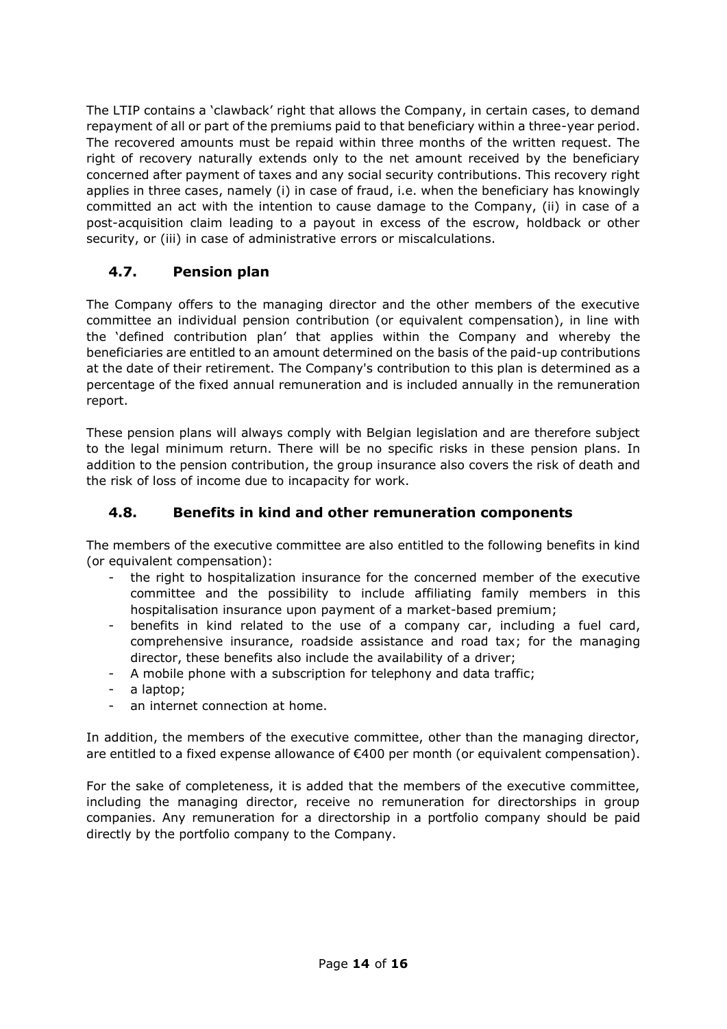The LTIP contains a 'clawback' right that allows the Company, in certain cases, to demand repayment of all or part of the premiums paid to that beneficiary within a three-year period. The recovered amounts must be repaid within three months of the written request. The right of recovery naturally extends only to the net amount received by the beneficiary concerned after payment of taxes and any social security contributions. This recovery right applies in three cases, namely (i) in case of fraud, i.e. when the beneficiary has knowingly committed an act with the intention to cause damage to the Company, (ii) in case of a post-acquisition claim leading to a payout in excess of the escrow, holdback or other security, or (iii) in case of administrative errors or miscalculations.

### 4.7. Pension plan

The Company offers to the managing director and the other members of the executive committee an individual pension contribution (or equivalent compensation), in line with the 'defined contribution plan' that applies within the Company and whereby the beneficiaries are entitled to an amount determined on the basis of the paid-up contributions at the date of their retirement. The Company's contribution to this plan is determined as a percentage of the fixed annual remuneration and is included annually in the remuneration report.

These pension plans will always comply with Belgian legislation and are therefore subject to the legal minimum return. There will be no specific risks in these pension plans. In addition to the pension contribution, the group insurance also covers the risk of death and the risk of loss of income due to incapacity for work.

### 4.8. Benefits in kind and other remuneration components

The members of the executive committee are also entitled to the following benefits in kind (or equivalent compensation):

- the right to hospitalization insurance for the concerned member of the executive committee and the possibility to include affiliating family members in this hospitalisation insurance upon payment of a market-based premium;
- benefits in kind related to the use of a company car, including a fuel card, comprehensive insurance, roadside assistance and road tax; for the managing director, these benefits also include the availability of a driver;
- A mobile phone with a subscription for telephony and data traffic;
- a laptop;
- an internet connection at home.

In addition, the members of the executive committee, other than the managing director, are entitled to a fixed expense allowance of €400 per month (or equivalent compensation).

For the sake of completeness, it is added that the members of the executive committee, including the managing director, receive no remuneration for directorships in group companies. Any remuneration for a directorship in a portfolio company should be paid directly by the portfolio company to the Company.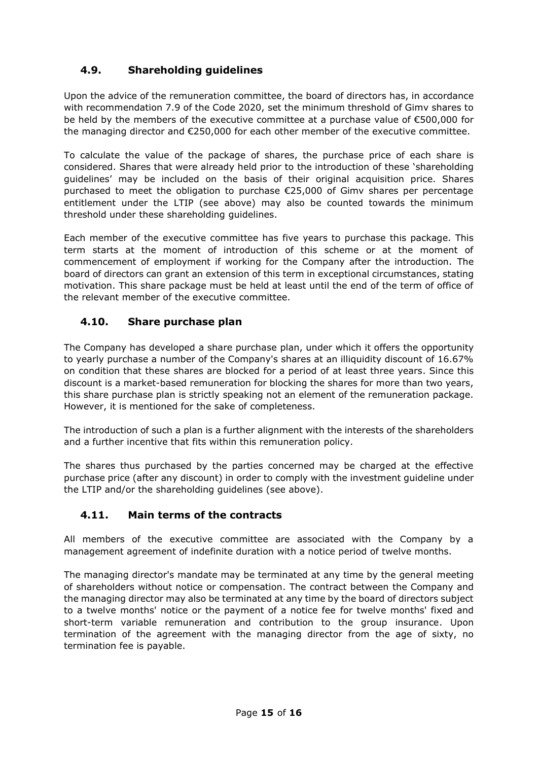## 4.9. Shareholding guidelines

Upon the advice of the remuneration committee, the board of directors has, in accordance with recommendation 7.9 of the Code 2020, set the minimum threshold of Gimv shares to be held by the members of the executive committee at a purchase value of €500,000 for the managing director and €250,000 for each other member of the executive committee.

To calculate the value of the package of shares, the purchase price of each share is considered. Shares that were already held prior to the introduction of these 'shareholding guidelines' may be included on the basis of their original acquisition price. Shares purchased to meet the obligation to purchase €25,000 of Gimv shares per percentage entitlement under the LTIP (see above) may also be counted towards the minimum threshold under these shareholding guidelines.

Each member of the executive committee has five years to purchase this package. This term starts at the moment of introduction of this scheme or at the moment of commencement of employment if working for the Company after the introduction. The board of directors can grant an extension of this term in exceptional circumstances, stating motivation. This share package must be held at least until the end of the term of office of the relevant member of the executive committee.

## 4.10. Share purchase plan

The Company has developed a share purchase plan, under which it offers the opportunity to yearly purchase a number of the Company's shares at an illiquidity discount of 16.67% on condition that these shares are blocked for a period of at least three years. Since this discount is a market-based remuneration for blocking the shares for more than two years, this share purchase plan is strictly speaking not an element of the remuneration package. However, it is mentioned for the sake of completeness.

The introduction of such a plan is a further alignment with the interests of the shareholders and a further incentive that fits within this remuneration policy.

The shares thus purchased by the parties concerned may be charged at the effective purchase price (after any discount) in order to comply with the investment guideline under the LTIP and/or the shareholding guidelines (see above).

## 4.11. Main terms of the contracts

All members of the executive committee are associated with the Company by a management agreement of indefinite duration with a notice period of twelve months.

The managing director's mandate may be terminated at any time by the general meeting of shareholders without notice or compensation. The contract between the Company and the managing director may also be terminated at any time by the board of directors subject to a twelve months' notice or the payment of a notice fee for twelve months' fixed and short-term variable remuneration and contribution to the group insurance. Upon termination of the agreement with the managing director from the age of sixty, no termination fee is payable.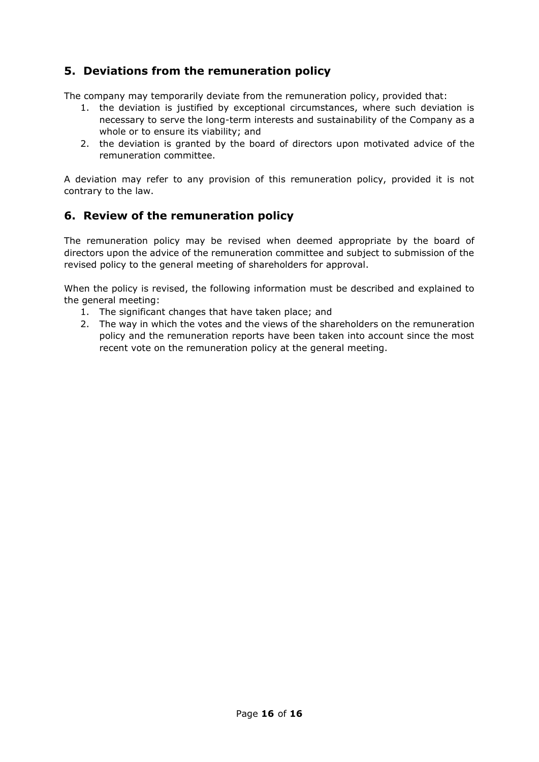## 5. Deviations from the remuneration policy

The company may temporarily deviate from the remuneration policy, provided that:

1. the deviation is justified by exceptional circumstances, where such deviation is necessary to serve the long-term interests and sustainability of the Company as a whole or to ensure its viability; and
2. the deviation is granted by the board of directors upon motivated advice of the remuneration committee.

A deviation may refer to any provision of this remuneration policy, provided it is not contrary to the law.

## 6. Review of the remuneration policy

The remuneration policy may be revised when deemed appropriate by the board of directors upon the advice of the remuneration committee and subject to submission of the revised policy to the general meeting of shareholders for approval.

When the policy is revised, the following information must be described and explained to the general meeting:

1. The significant changes that have taken place; and
2. The way in which the votes and the views of the shareholders on the remuneration policy and the remuneration reports have been taken into account since the most recent vote on the remuneration policy at the general meeting.